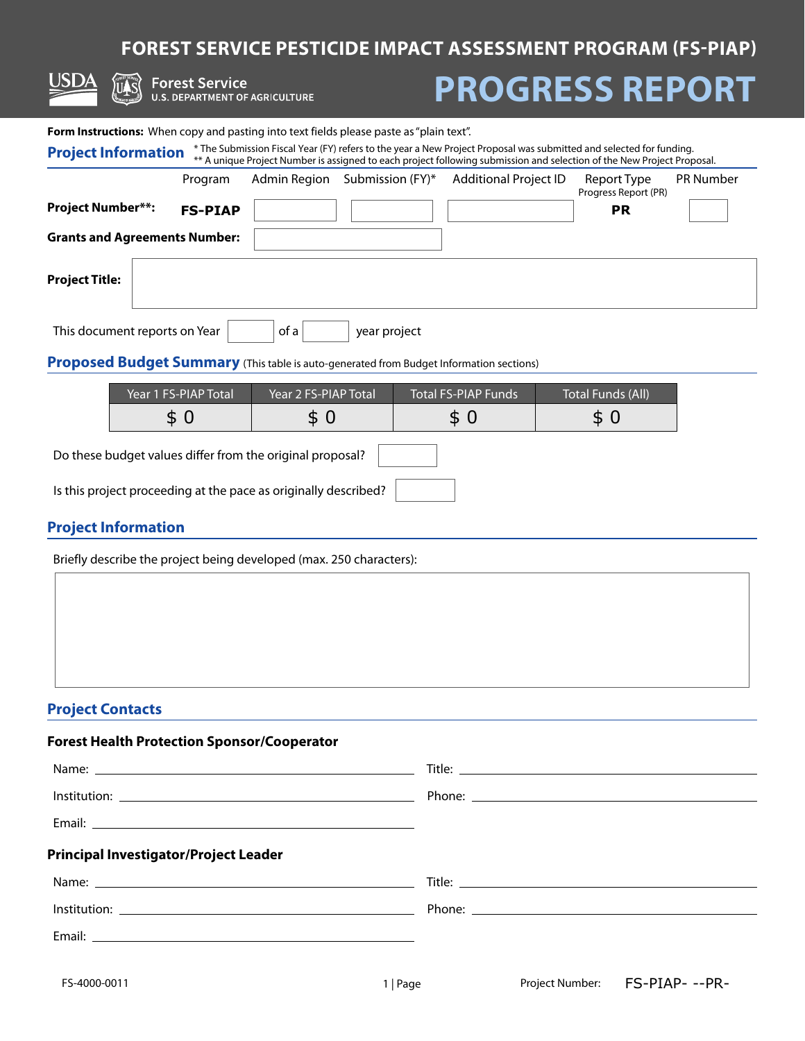# FOREST SERVICE PESTICIDE IMPACT ASSESSMENT PROGRAM (FS-PIAP)

USDA Forest Service
U.S. DEPARTMENT OF AGRICULTURE

# PROGRESS REPORT

**Form Instructions:** When copy and pasting into text fields please paste as "plain text".

## Project Information

\* The Submission Fiscal Year (FY) refers to the year a New Project Proposal was submitted and selected for funding.
\*\* A unique Project Number is assigned to each project following submission and selection of the New Project Proposal.

| | Program | Admin Region | Submission (FY)* | Additional Project ID | Report Type Progress Report (PR) | PR Number |
|---|---|---|---|---|---|---|
| **Project Number\*\*:** | **FS-PIAP** | | | | **PR** | |

**Grants and Agreements Number:**

**Project Title:**

This document reports on Year ____ of a ____ year project

## Proposed Budget Summary (This table is auto-generated from Budget Information sections)

| Year 1 FS-PIAP Total | Year 2 FS-PIAP Total | Total FS-PIAP Funds | Total Funds (All) |
|---|---|---|---|
| $ 0 | $ 0 | $ 0 | $ 0 |

Do these budget values differ from the original proposal?

Is this project proceeding at the pace as originally described?

## Project Information

Briefly describe the project being developed (max. 250 characters):

## Project Contacts

### Forest Health Protection Sponsor/Cooperator

Name: ____________________ Title: ____________________

Institution: ____________________ Phone: ____________________

Email: ____________________

### Principal Investigator/Project Leader

Name: ____________________ Title: ____________________

Institution: ____________________ Phone: ____________________

Email: ____________________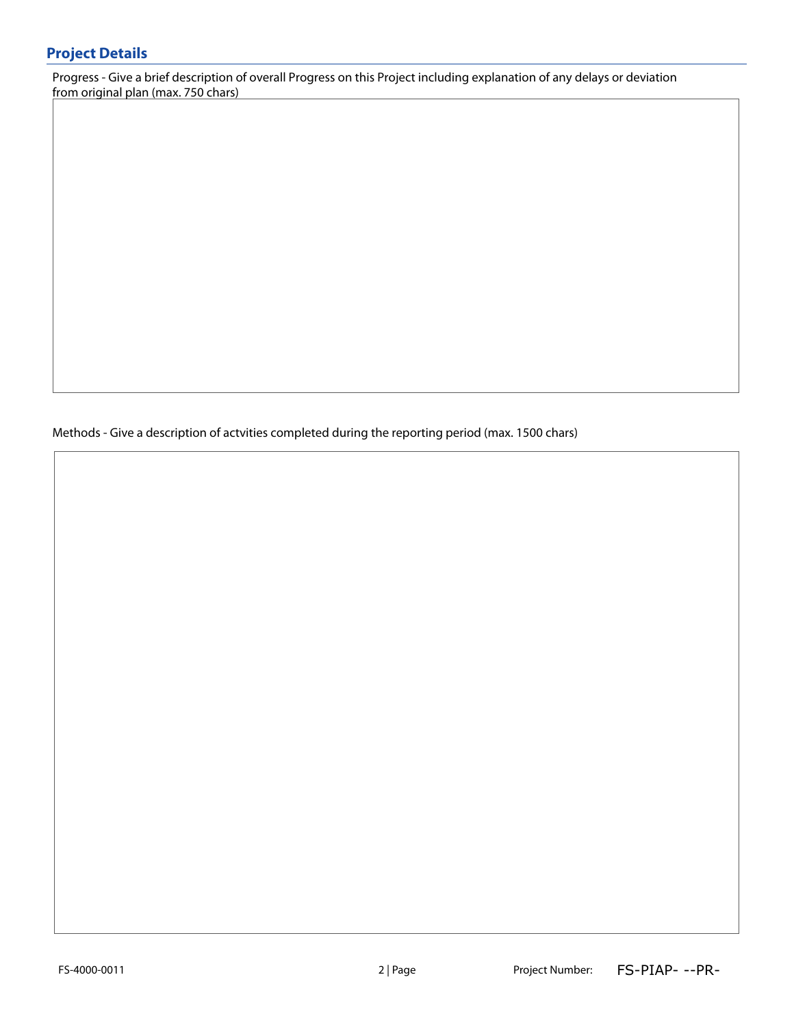## Project Details

Progress - Give a brief description of overall Progress on this Project including explanation of any delays or deviation from original plan (max. 750 chars)

Methods - Give a description of actvities completed during the reporting period (max. 1500 chars)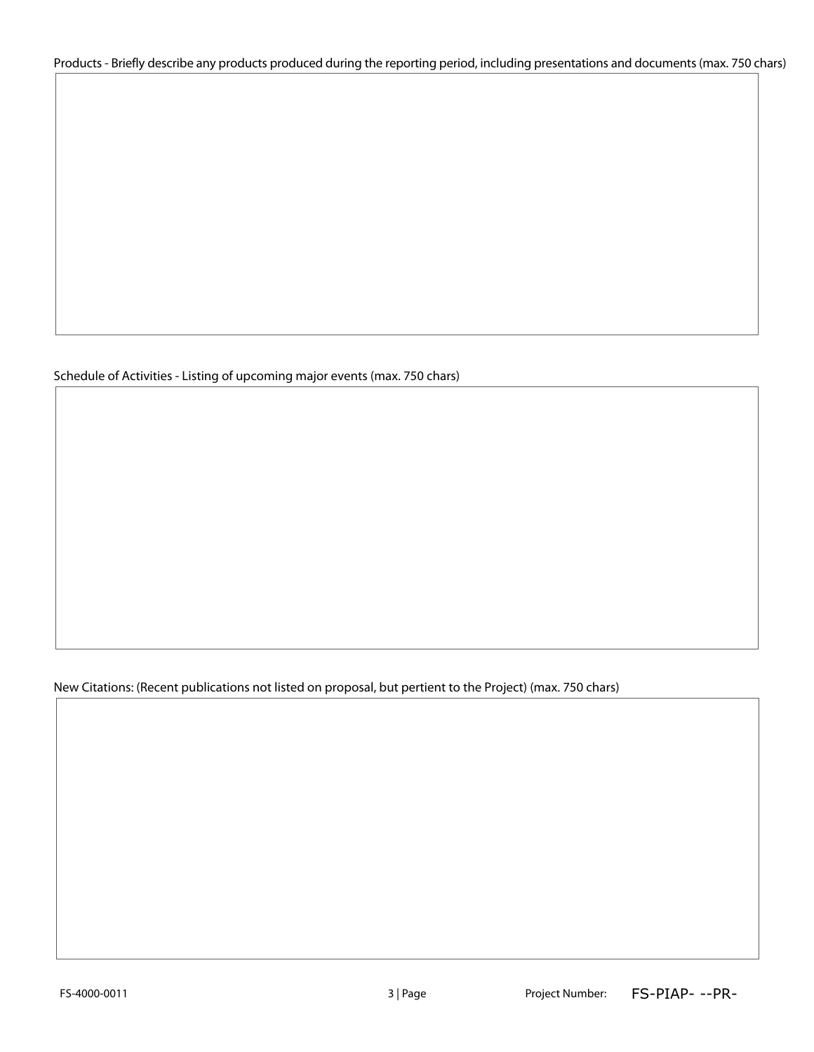Products - Briefly describe any products produced during the reporting period, including presentations and documents (max. 750 chars)

Schedule of Activities - Listing of upcoming major events (max. 750 chars)

New Citations: (Recent publications not listed on proposal, but pertient to the Project) (max. 750 chars)

FS-4000-0011

Project Number: FS-PIAP- --PR-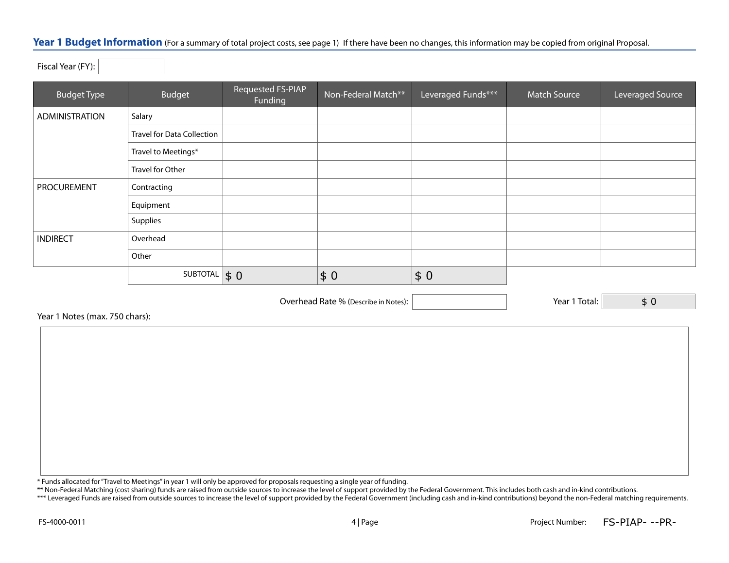## Year 1 Budget Information (For a summary of total project costs, see page 1) If there have been no changes, this information may be copied from original Proposal.

Fiscal Year (FY):

| Budget Type | Budget | Requested FS-PIAP Funding | Non-Federal Match** | Leveraged Funds*** | Match Source | Leveraged Source |
|---|---|---|---|---|---|---|
| ADMINISTRATION | Salary | | | | | |
| | Travel for Data Collection | | | | | |
| | Travel to Meetings* | | | | | |
| | Travel for Other | | | | | |
| PROCUREMENT | Contracting | | | | | |
| | Equipment | | | | | |
| | Supplies | | | | | |
| INDIRECT | Overhead | | | | | |
| | Other | | | | | |
| | SUBTOTAL | $ 0 | $ 0 | $ 0 | | |

Overhead Rate % (Describe in Notes):

Year 1 Total: $ 0

Year 1 Notes (max. 750 chars):

* Funds allocated for "Travel to Meetings" in year 1 will only be approved for proposals requesting a single year of funding.

** Non-Federal Matching (cost sharing) funds are raised from outside sources to increase the level of support provided by the Federal Government. This includes both cash and in-kind contributions.

*** Leveraged Funds are raised from outside sources to increase the level of support provided by the Federal Government (including cash and in-kind contributions) beyond the non-Federal matching requirements.

FS-4000-0011

Project Number: FS-PIAP- --PR-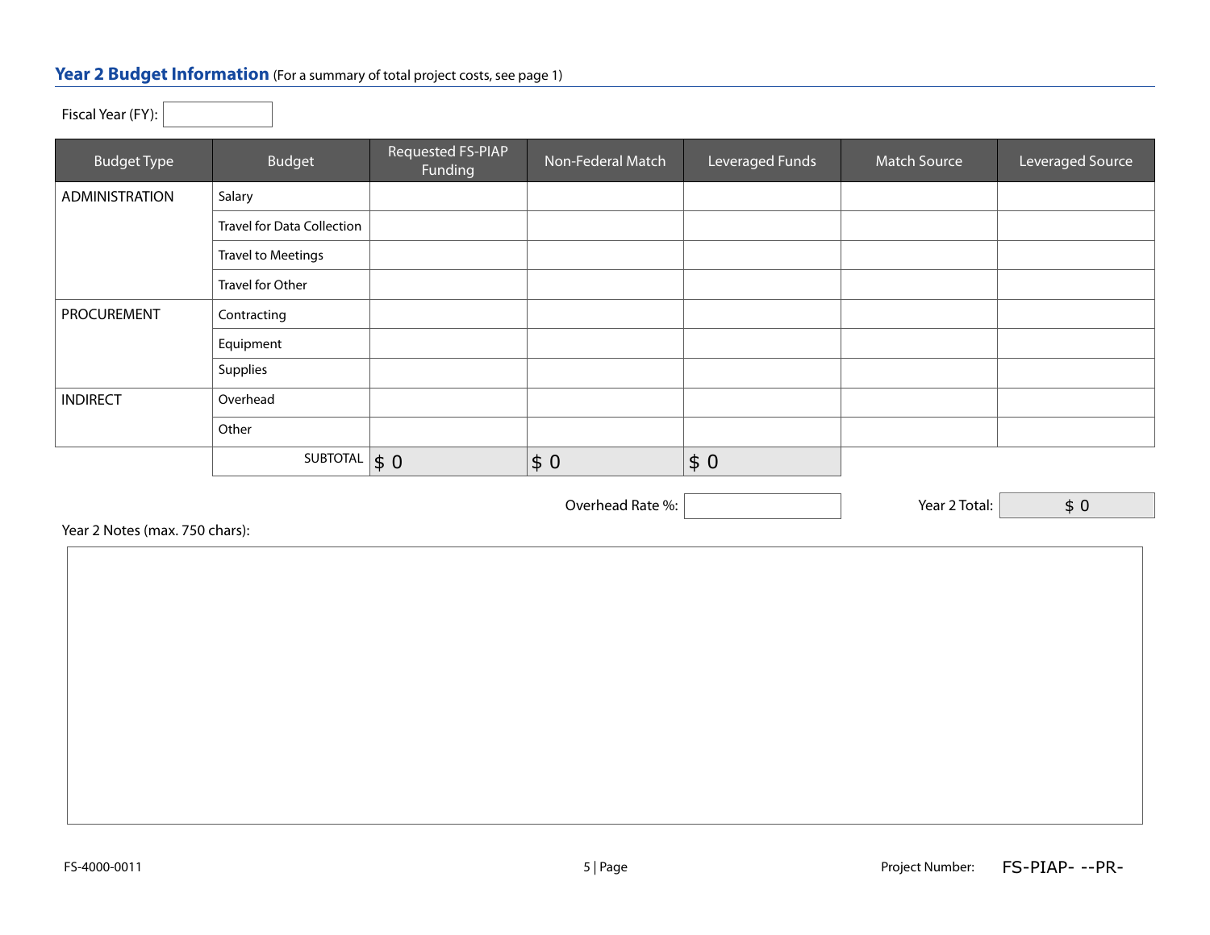## Year 2 Budget Information (For a summary of total project costs, see page 1)

Fiscal Year (FY):

| Budget Type | Budget | Requested FS-PIAP Funding | Non-Federal Match | Leveraged Funds | Match Source | Leveraged Source |
|---|---|---|---|---|---|---|
| ADMINISTRATION | Salary | | | | | |
| | Travel for Data Collection | | | | | |
| | Travel to Meetings | | | | | |
| | Travel for Other | | | | | |
| PROCUREMENT | Contracting | | | | | |
| | Equipment | | | | | |
| | Supplies | | | | | |
| INDIRECT | Overhead | | | | | |
| | Other | | | | | |
| | SUBTOTAL | $ 0 | $ 0 | $ 0 | | |

Overhead Rate %:

Year 2 Total: $ 0

Year 2 Notes (max. 750 chars):

FS-4000-0011

Project Number: FS-PIAP- --PR-